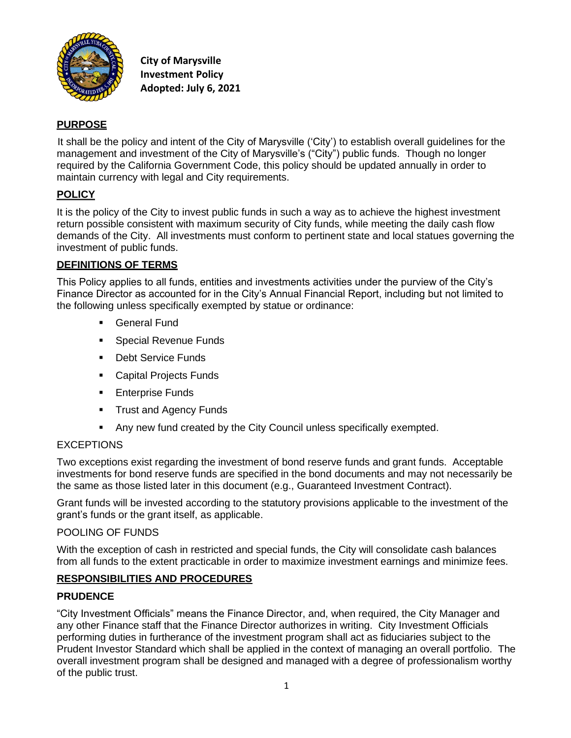**City of Marysville**
**Investment Policy**
**Adopted: July 6, 2021**

## PURPOSE

It shall be the policy and intent of the City of Marysville ('City') to establish overall guidelines for the management and investment of the City of Marysville's ("City") public funds. Though no longer required by the California Government Code, this policy should be updated annually in order to maintain currency with legal and City requirements.

## POLICY

It is the policy of the City to invest public funds in such a way as to achieve the highest investment return possible consistent with maximum security of City funds, while meeting the daily cash flow demands of the City. All investments must conform to pertinent state and local statues governing the investment of public funds.

## DEFINITIONS OF TERMS

This Policy applies to all funds, entities and investments activities under the purview of the City's Finance Director as accounted for in the City's Annual Financial Report, including but not limited to the following unless specifically exempted by statue or ordinance:

- General Fund
- Special Revenue Funds
- Debt Service Funds
- Capital Projects Funds
- Enterprise Funds
- Trust and Agency Funds
- Any new fund created by the City Council unless specifically exempted.

### EXCEPTIONS

Two exceptions exist regarding the investment of bond reserve funds and grant funds. Acceptable investments for bond reserve funds are specified in the bond documents and may not necessarily be the same as those listed later in this document (e.g., Guaranteed Investment Contract).

Grant funds will be invested according to the statutory provisions applicable to the investment of the grant's funds or the grant itself, as applicable.

### POOLING OF FUNDS

With the exception of cash in restricted and special funds, the City will consolidate cash balances from all funds to the extent practicable in order to maximize investment earnings and minimize fees.

## RESPONSIBILITIES AND PROCEDURES

### PRUDENCE

"City Investment Officials" means the Finance Director, and, when required, the City Manager and any other Finance staff that the Finance Director authorizes in writing. City Investment Officials performing duties in furtherance of the investment program shall act as fiduciaries subject to the Prudent Investor Standard which shall be applied in the context of managing an overall portfolio. The overall investment program shall be designed and managed with a degree of professionalism worthy of the public trust.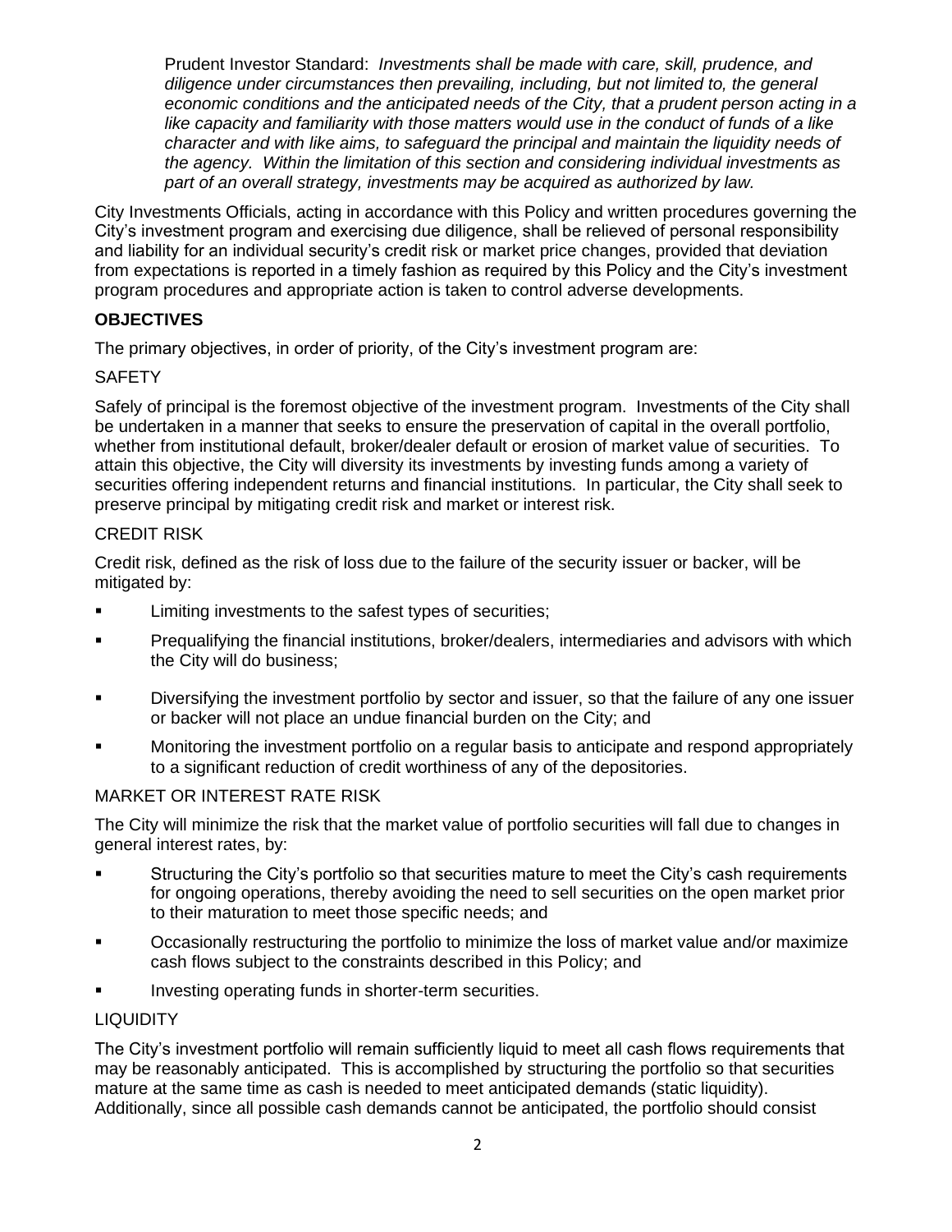> Prudent Investor Standard: *Investments shall be made with care, skill, prudence, and diligence under circumstances then prevailing, including, but not limited to, the general economic conditions and the anticipated needs of the City, that a prudent person acting in a like capacity and familiarity with those matters would use in the conduct of funds of a like character and with like aims, to safeguard the principal and maintain the liquidity needs of the agency. Within the limitation of this section and considering individual investments as part of an overall strategy, investments may be acquired as authorized by law.*

City Investments Officials, acting in accordance with this Policy and written procedures governing the City's investment program and exercising due diligence, shall be relieved of personal responsibility and liability for an individual security's credit risk or market price changes, provided that deviation from expectations is reported in a timely fashion as required by this Policy and the City's investment program procedures and appropriate action is taken to control adverse developments.

## OBJECTIVES

The primary objectives, in order of priority, of the City's investment program are:

### SAFETY

Safely of principal is the foremost objective of the investment program. Investments of the City shall be undertaken in a manner that seeks to ensure the preservation of capital in the overall portfolio, whether from institutional default, broker/dealer default or erosion of market value of securities. To attain this objective, the City will diversity its investments by investing funds among a variety of securities offering independent returns and financial institutions. In particular, the City shall seek to preserve principal by mitigating credit risk and market or interest risk.

### CREDIT RISK

Credit risk, defined as the risk of loss due to the failure of the security issuer or backer, will be mitigated by:

- Limiting investments to the safest types of securities;
- Prequalifying the financial institutions, broker/dealers, intermediaries and advisors with which the City will do business;
- Diversifying the investment portfolio by sector and issuer, so that the failure of any one issuer or backer will not place an undue financial burden on the City; and
- Monitoring the investment portfolio on a regular basis to anticipate and respond appropriately to a significant reduction of credit worthiness of any of the depositories.

### MARKET OR INTEREST RATE RISK

The City will minimize the risk that the market value of portfolio securities will fall due to changes in general interest rates, by:

- Structuring the City's portfolio so that securities mature to meet the City's cash requirements for ongoing operations, thereby avoiding the need to sell securities on the open market prior to their maturation to meet those specific needs; and
- Occasionally restructuring the portfolio to minimize the loss of market value and/or maximize cash flows subject to the constraints described in this Policy; and
- Investing operating funds in shorter-term securities.

### LIQUIDITY

The City's investment portfolio will remain sufficiently liquid to meet all cash flows requirements that may be reasonably anticipated. This is accomplished by structuring the portfolio so that securities mature at the same time as cash is needed to meet anticipated demands (static liquidity). Additionally, since all possible cash demands cannot be anticipated, the portfolio should consist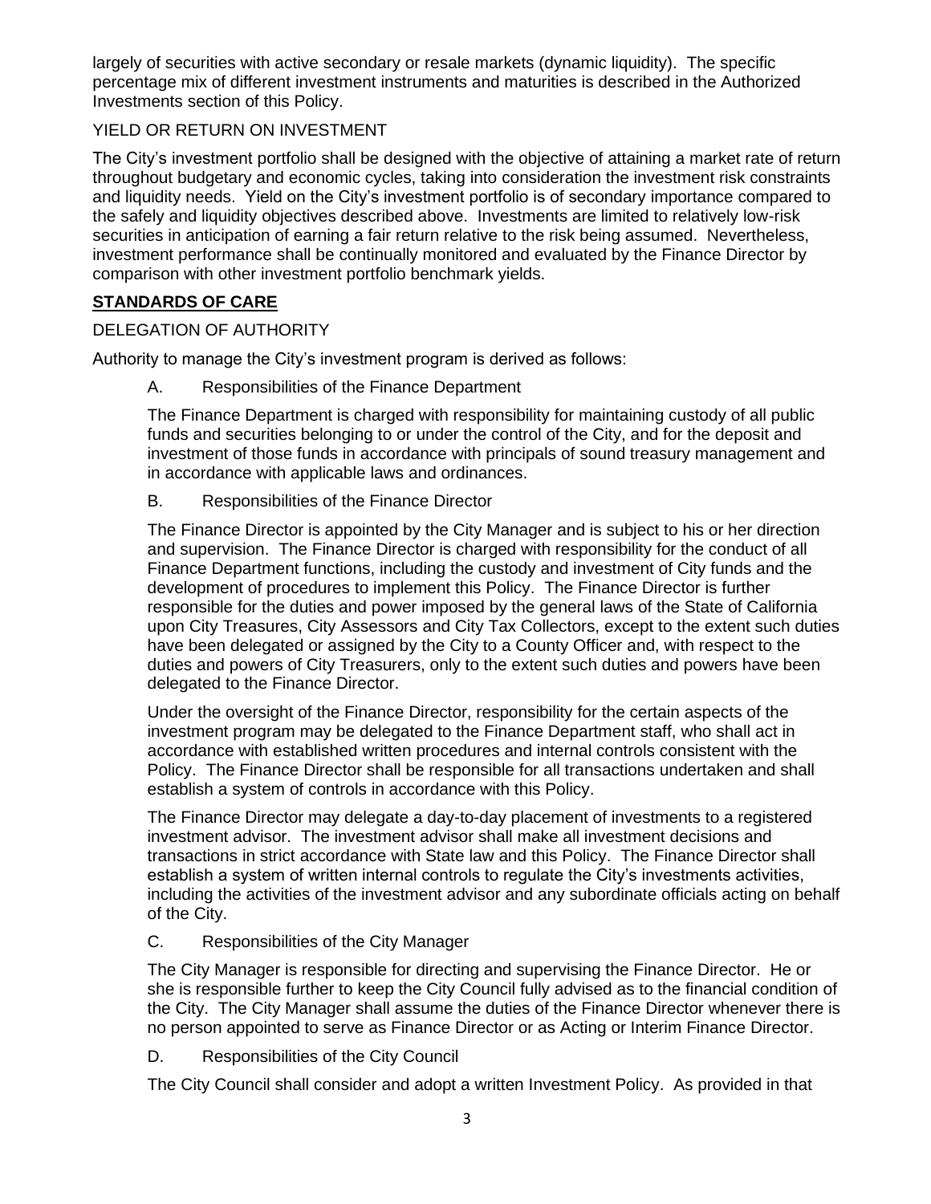largely of securities with active secondary or resale markets (dynamic liquidity). The specific percentage mix of different investment instruments and maturities is described in the Authorized Investments section of this Policy.

YIELD OR RETURN ON INVESTMENT

The City's investment portfolio shall be designed with the objective of attaining a market rate of return throughout budgetary and economic cycles, taking into consideration the investment risk constraints and liquidity needs. Yield on the City's investment portfolio is of secondary importance compared to the safely and liquidity objectives described above. Investments are limited to relatively low-risk securities in anticipation of earning a fair return relative to the risk being assumed. Nevertheless, investment performance shall be continually monitored and evaluated by the Finance Director by comparison with other investment portfolio benchmark yields.

## **STANDARDS OF CARE**

DELEGATION OF AUTHORITY

Authority to manage the City's investment program is derived as follows:

A. Responsibilities of the Finance Department

The Finance Department is charged with responsibility for maintaining custody of all public funds and securities belonging to or under the control of the City, and for the deposit and investment of those funds in accordance with principals of sound treasury management and in accordance with applicable laws and ordinances.

B. Responsibilities of the Finance Director

The Finance Director is appointed by the City Manager and is subject to his or her direction and supervision. The Finance Director is charged with responsibility for the conduct of all Finance Department functions, including the custody and investment of City funds and the development of procedures to implement this Policy. The Finance Director is further responsible for the duties and power imposed by the general laws of the State of California upon City Treasures, City Assessors and City Tax Collectors, except to the extent such duties have been delegated or assigned by the City to a County Officer and, with respect to the duties and powers of City Treasurers, only to the extent such duties and powers have been delegated to the Finance Director.

Under the oversight of the Finance Director, responsibility for the certain aspects of the investment program may be delegated to the Finance Department staff, who shall act in accordance with established written procedures and internal controls consistent with the Policy. The Finance Director shall be responsible for all transactions undertaken and shall establish a system of controls in accordance with this Policy.

The Finance Director may delegate a day-to-day placement of investments to a registered investment advisor. The investment advisor shall make all investment decisions and transactions in strict accordance with State law and this Policy. The Finance Director shall establish a system of written internal controls to regulate the City's investments activities, including the activities of the investment advisor and any subordinate officials acting on behalf of the City.

C. Responsibilities of the City Manager

The City Manager is responsible for directing and supervising the Finance Director. He or she is responsible further to keep the City Council fully advised as to the financial condition of the City. The City Manager shall assume the duties of the Finance Director whenever there is no person appointed to serve as Finance Director or as Acting or Interim Finance Director.

D. Responsibilities of the City Council

The City Council shall consider and adopt a written Investment Policy. As provided in that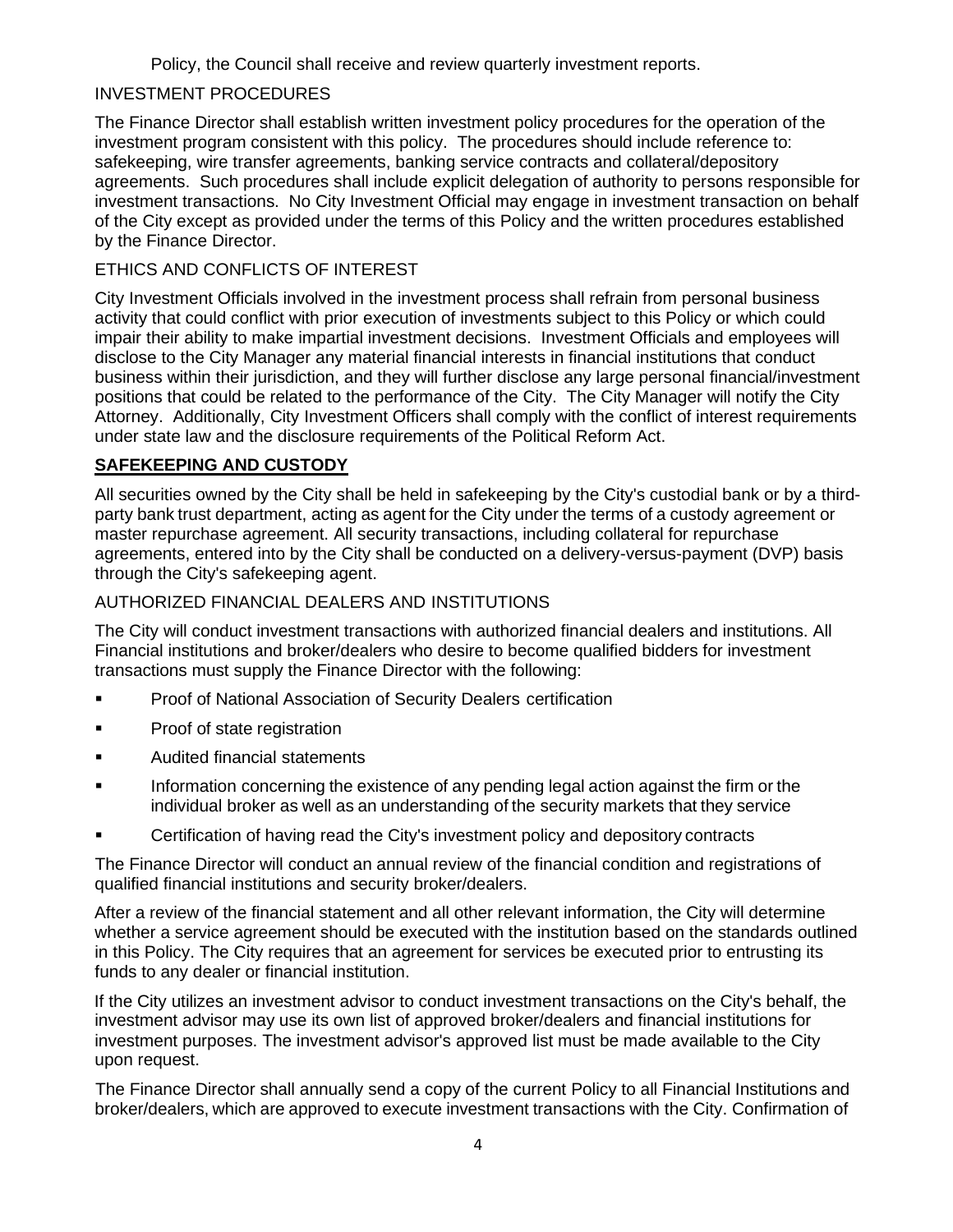Policy, the Council shall receive and review quarterly investment reports.

INVESTMENT PROCEDURES

The Finance Director shall establish written investment policy procedures for the operation of the investment program consistent with this policy. The procedures should include reference to: safekeeping, wire transfer agreements, banking service contracts and collateral/depository agreements. Such procedures shall include explicit delegation of authority to persons responsible for investment transactions. No City Investment Official may engage in investment transaction on behalf of the City except as provided under the terms of this Policy and the written procedures established by the Finance Director.

ETHICS AND CONFLICTS OF INTEREST

City Investment Officials involved in the investment process shall refrain from personal business activity that could conflict with prior execution of investments subject to this Policy or which could impair their ability to make impartial investment decisions. Investment Officials and employees will disclose to the City Manager any material financial interests in financial institutions that conduct business within their jurisdiction, and they will further disclose any large personal financial/investment positions that could be related to the performance of the City. The City Manager will notify the City Attorney. Additionally, City Investment Officers shall comply with the conflict of interest requirements under state law and the disclosure requirements of the Political Reform Act.

**SAFEKEEPING AND CUSTODY**

All securities owned by the City shall be held in safekeeping by the City's custodial bank or by a third-party bank trust department, acting as agent for the City under the terms of a custody agreement or master repurchase agreement. All security transactions, including collateral for repurchase agreements, entered into by the City shall be conducted on a delivery-versus-payment (DVP) basis through the City's safekeeping agent.

AUTHORIZED FINANCIAL DEALERS AND INSTITUTIONS

The City will conduct investment transactions with authorized financial dealers and institutions. All Financial institutions and broker/dealers who desire to become qualified bidders for investment transactions must supply the Finance Director with the following:

- Proof of National Association of Security Dealers certification
- Proof of state registration
- Audited financial statements
- Information concerning the existence of any pending legal action against the firm or the individual broker as well as an understanding of the security markets that they service
- Certification of having read the City's investment policy and depository contracts

The Finance Director will conduct an annual review of the financial condition and registrations of qualified financial institutions and security broker/dealers.

After a review of the financial statement and all other relevant information, the City will determine whether a service agreement should be executed with the institution based on the standards outlined in this Policy. The City requires that an agreement for services be executed prior to entrusting its funds to any dealer or financial institution.

If the City utilizes an investment advisor to conduct investment transactions on the City's behalf, the investment advisor may use its own list of approved broker/dealers and financial institutions for investment purposes. The investment advisor's approved list must be made available to the City upon request.

The Finance Director shall annually send a copy of the current Policy to all Financial Institutions and broker/dealers, which are approved to execute investment transactions with the City. Confirmation of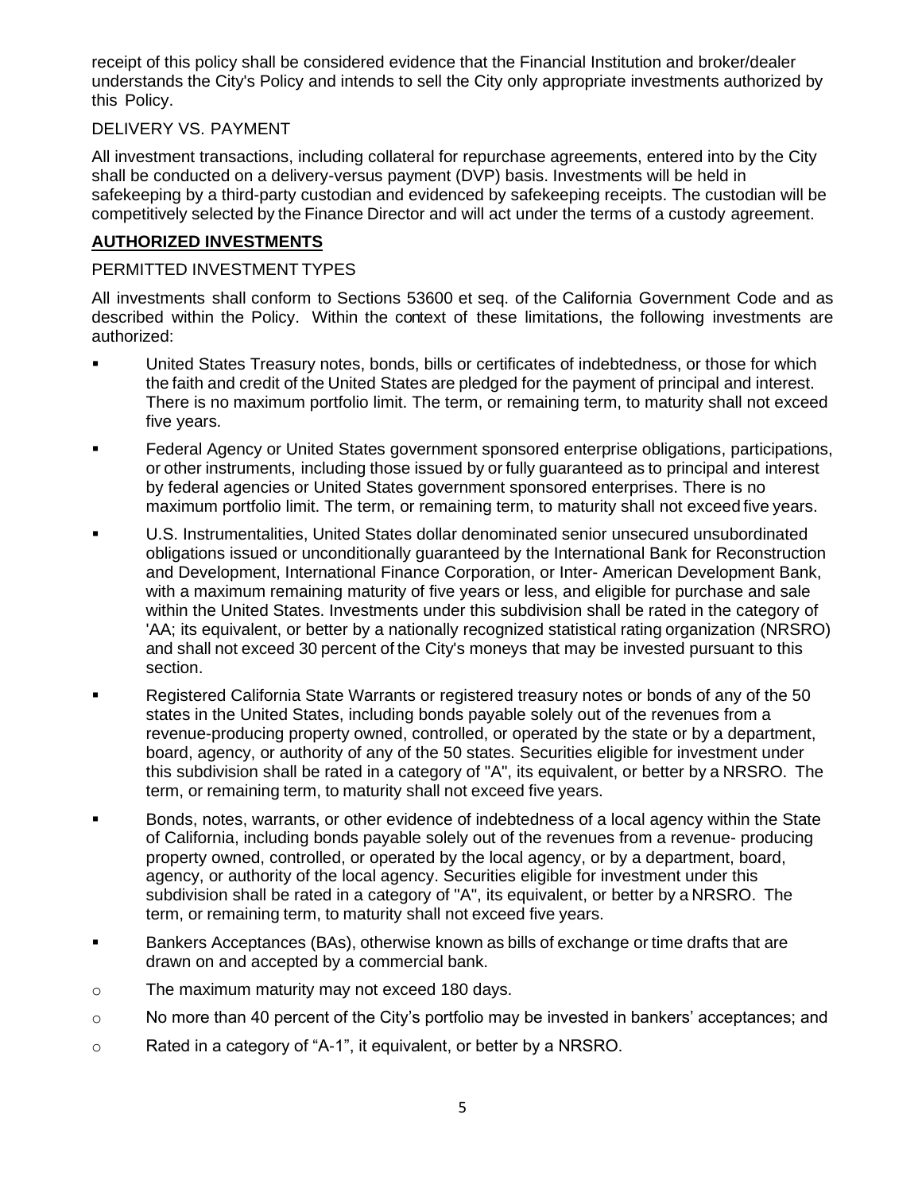receipt of this policy shall be considered evidence that the Financial Institution and broker/dealer understands the City's Policy and intends to sell the City only appropriate investments authorized by this Policy.

DELIVERY VS. PAYMENT

All investment transactions, including collateral for repurchase agreements, entered into by the City shall be conducted on a delivery-versus payment (DVP) basis. Investments will be held in safekeeping by a third-party custodian and evidenced by safekeeping receipts. The custodian will be competitively selected by the Finance Director and will act under the terms of a custody agreement.

## **AUTHORIZED INVESTMENTS**

PERMITTED INVESTMENT TYPES

All investments shall conform to Sections 53600 et seq. of the California Government Code and as described within the Policy. Within the context of these limitations, the following investments are authorized:

- United States Treasury notes, bonds, bills or certificates of indebtedness, or those for which the faith and credit of the United States are pledged for the payment of principal and interest. There is no maximum portfolio limit. The term, or remaining term, to maturity shall not exceed five years.
- Federal Agency or United States government sponsored enterprise obligations, participations, or other instruments, including those issued by or fully guaranteed as to principal and interest by federal agencies or United States government sponsored enterprises. There is no maximum portfolio limit. The term, or remaining term, to maturity shall not exceed five years.
- U.S. Instrumentalities, United States dollar denominated senior unsecured unsubordinated obligations issued or unconditionally guaranteed by the International Bank for Reconstruction and Development, International Finance Corporation, or Inter- American Development Bank, with a maximum remaining maturity of five years or less, and eligible for purchase and sale within the United States. Investments under this subdivision shall be rated in the category of 'AA; its equivalent, or better by a nationally recognized statistical rating organization (NRSRO) and shall not exceed 30 percent of the City's moneys that may be invested pursuant to this section.
- Registered California State Warrants or registered treasury notes or bonds of any of the 50 states in the United States, including bonds payable solely out of the revenues from a revenue-producing property owned, controlled, or operated by the state or by a department, board, agency, or authority of any of the 50 states. Securities eligible for investment under this subdivision shall be rated in a category of "A", its equivalent, or better by a NRSRO. The term, or remaining term, to maturity shall not exceed five years.
- Bonds, notes, warrants, or other evidence of indebtedness of a local agency within the State of California, including bonds payable solely out of the revenues from a revenue- producing property owned, controlled, or operated by the local agency, or by a department, board, agency, or authority of the local agency. Securities eligible for investment under this subdivision shall be rated in a category of "A", its equivalent, or better by a NRSRO. The term, or remaining term, to maturity shall not exceed five years.
- Bankers Acceptances (BAs), otherwise known as bills of exchange or time drafts that are drawn on and accepted by a commercial bank.
  - The maximum maturity may not exceed 180 days.
  - No more than 40 percent of the City's portfolio may be invested in bankers' acceptances; and
  - Rated in a category of "A-1", it equivalent, or better by a NRSRO.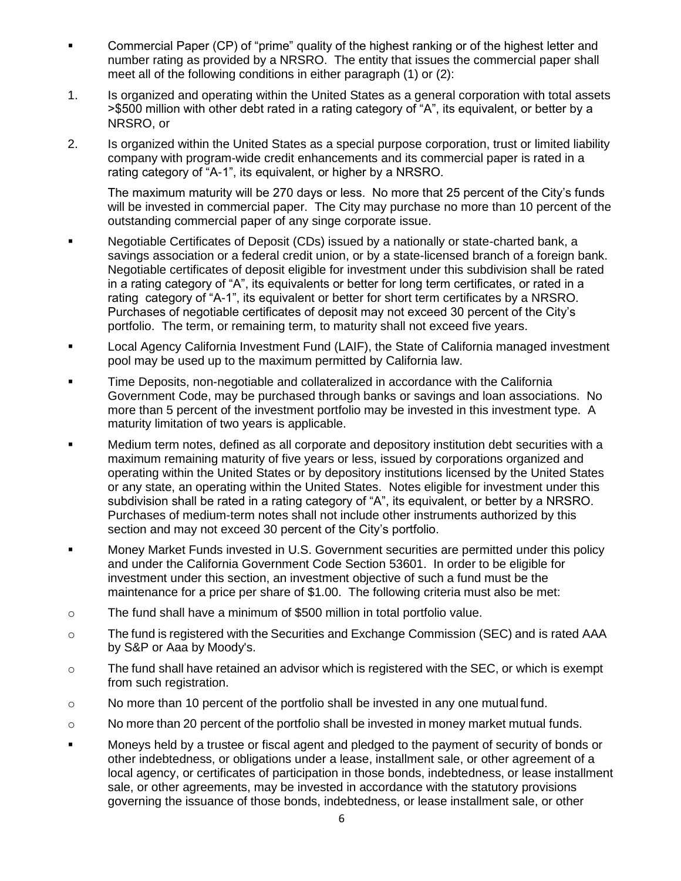- Commercial Paper (CP) of "prime" quality of the highest ranking or of the highest letter and number rating as provided by a NRSRO. The entity that issues the commercial paper shall meet all of the following conditions in either paragraph (1) or (2):

1. Is organized and operating within the United States as a general corporation with total assets >$500 million with other debt rated in a rating category of "A", its equivalent, or better by a NRSRO, or
2. Is organized within the United States as a special purpose corporation, trust or limited liability company with program-wide credit enhancements and its commercial paper is rated in a rating category of "A-1", its equivalent, or higher by a NRSRO.

   The maximum maturity will be 270 days or less. No more that 25 percent of the City's funds will be invested in commercial paper. The City may purchase no more than 10 percent of the outstanding commercial paper of any singe corporate issue.

- Negotiable Certificates of Deposit (CDs) issued by a nationally or state-charted bank, a savings association or a federal credit union, or by a state-licensed branch of a foreign bank. Negotiable certificates of deposit eligible for investment under this subdivision shall be rated in a rating category of "A", its equivalents or better for long term certificates, or rated in a rating category of "A-1", its equivalent or better for short term certificates by a NRSRO. Purchases of negotiable certificates of deposit may not exceed 30 percent of the City's portfolio. The term, or remaining term, to maturity shall not exceed five years.
- Local Agency California Investment Fund (LAIF), the State of California managed investment pool may be used up to the maximum permitted by California law.
- Time Deposits, non-negotiable and collateralized in accordance with the California Government Code, may be purchased through banks or savings and loan associations. No more than 5 percent of the investment portfolio may be invested in this investment type. A maturity limitation of two years is applicable.
- Medium term notes, defined as all corporate and depository institution debt securities with a maximum remaining maturity of five years or less, issued by corporations organized and operating within the United States or by depository institutions licensed by the United States or any state, an operating within the United States. Notes eligible for investment under this subdivision shall be rated in a rating category of "A", its equivalent, or better by a NRSRO. Purchases of medium-term notes shall not include other instruments authorized by this section and may not exceed 30 percent of the City's portfolio.
- Money Market Funds invested in U.S. Government securities are permitted under this policy and under the California Government Code Section 53601. In order to be eligible for investment under this section, an investment objective of such a fund must be the maintenance for a price per share of $1.00. The following criteria must also be met:
  - The fund shall have a minimum of $500 million in total portfolio value.
  - The fund is registered with the Securities and Exchange Commission (SEC) and is rated AAA by S&P or Aaa by Moody's.
  - The fund shall have retained an advisor which is registered with the SEC, or which is exempt from such registration.
  - No more than 10 percent of the portfolio shall be invested in any one mutual fund.
  - No more than 20 percent of the portfolio shall be invested in money market mutual funds.
- Moneys held by a trustee or fiscal agent and pledged to the payment of security of bonds or other indebtedness, or obligations under a lease, installment sale, or other agreement of a local agency, or certificates of participation in those bonds, indebtedness, or lease installment sale, or other agreements, may be invested in accordance with the statutory provisions governing the issuance of those bonds, indebtedness, or lease installment sale, or other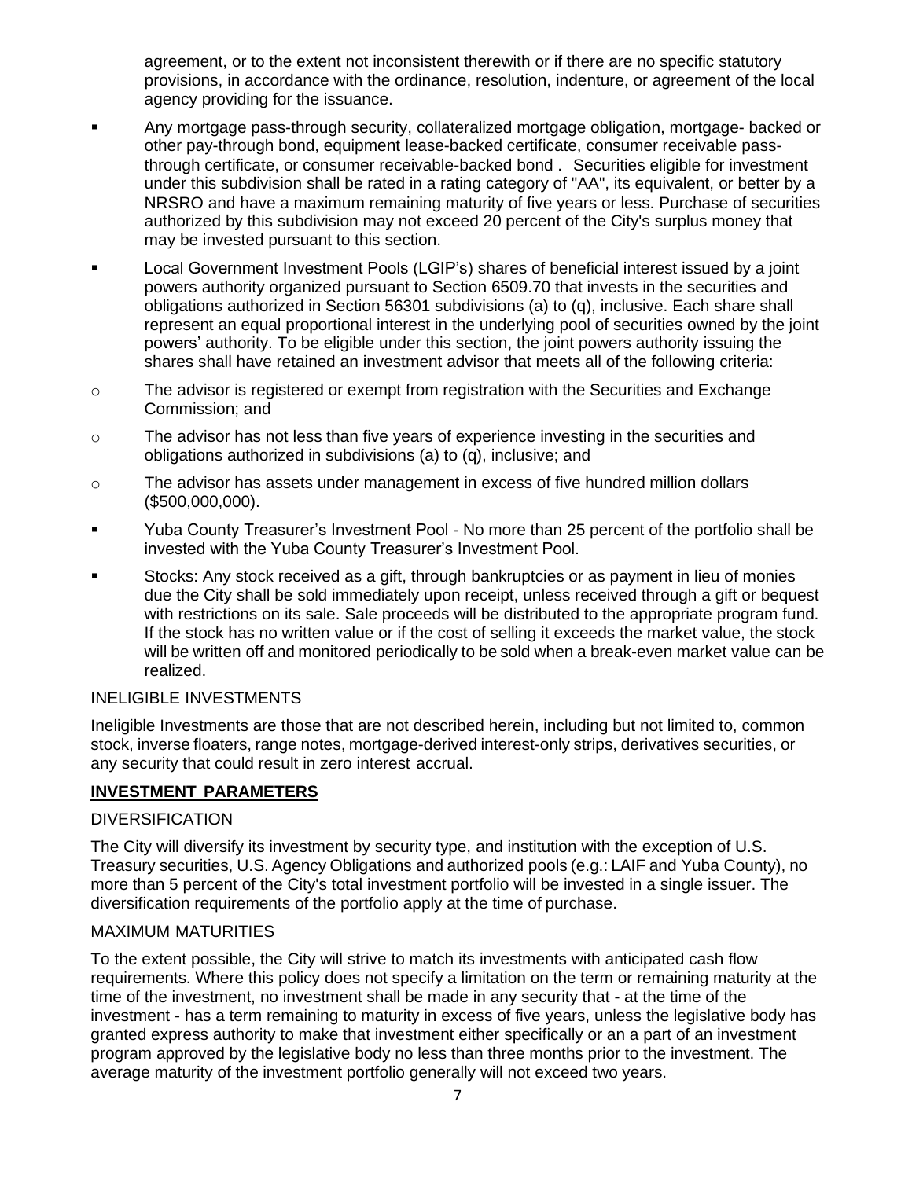agreement, or to the extent not inconsistent therewith or if there are no specific statutory provisions, in accordance with the ordinance, resolution, indenture, or agreement of the local agency providing for the issuance.

- Any mortgage pass-through security, collateralized mortgage obligation, mortgage- backed or other pay-through bond, equipment lease-backed certificate, consumer receivable pass-through certificate, or consumer receivable-backed bond . Securities eligible for investment under this subdivision shall be rated in a rating category of "AA", its equivalent, or better by a NRSRO and have a maximum remaining maturity of five years or less. Purchase of securities authorized by this subdivision may not exceed 20 percent of the City's surplus money that may be invested pursuant to this section.
- Local Government Investment Pools (LGIP's) shares of beneficial interest issued by a joint powers authority organized pursuant to Section 6509.70 that invests in the securities and obligations authorized in Section 56301 subdivisions (a) to (q), inclusive. Each share shall represent an equal proportional interest in the underlying pool of securities owned by the joint powers' authority. To be eligible under this section, the joint powers authority issuing the shares shall have retained an investment advisor that meets all of the following criteria:
  - The advisor is registered or exempt from registration with the Securities and Exchange Commission; and
  - The advisor has not less than five years of experience investing in the securities and obligations authorized in subdivisions (a) to (q), inclusive; and
  - The advisor has assets under management in excess of five hundred million dollars ($500,000,000).
- Yuba County Treasurer's Investment Pool - No more than 25 percent of the portfolio shall be invested with the Yuba County Treasurer's Investment Pool.
- Stocks: Any stock received as a gift, through bankruptcies or as payment in lieu of monies due the City shall be sold immediately upon receipt, unless received through a gift or bequest with restrictions on its sale. Sale proceeds will be distributed to the appropriate program fund. If the stock has no written value or if the cost of selling it exceeds the market value, the stock will be written off and monitored periodically to be sold when a break-even market value can be realized.

INELIGIBLE INVESTMENTS

Ineligible Investments are those that are not described herein, including but not limited to, common stock, inverse floaters, range notes, mortgage-derived interest-only strips, derivatives securities, or any security that could result in zero interest accrual.

## INVESTMENT PARAMETERS

DIVERSIFICATION

The City will diversify its investment by security type, and institution with the exception of U.S. Treasury securities, U.S. Agency Obligations and authorized pools (e.g.: LAIF and Yuba County), no more than 5 percent of the City's total investment portfolio will be invested in a single issuer. The diversification requirements of the portfolio apply at the time of purchase.

MAXIMUM MATURITIES

To the extent possible, the City will strive to match its investments with anticipated cash flow requirements. Where this policy does not specify a limitation on the term or remaining maturity at the time of the investment, no investment shall be made in any security that - at the time of the investment - has a term remaining to maturity in excess of five years, unless the legislative body has granted express authority to make that investment either specifically or an a part of an investment program approved by the legislative body no less than three months prior to the investment. The average maturity of the investment portfolio generally will not exceed two years.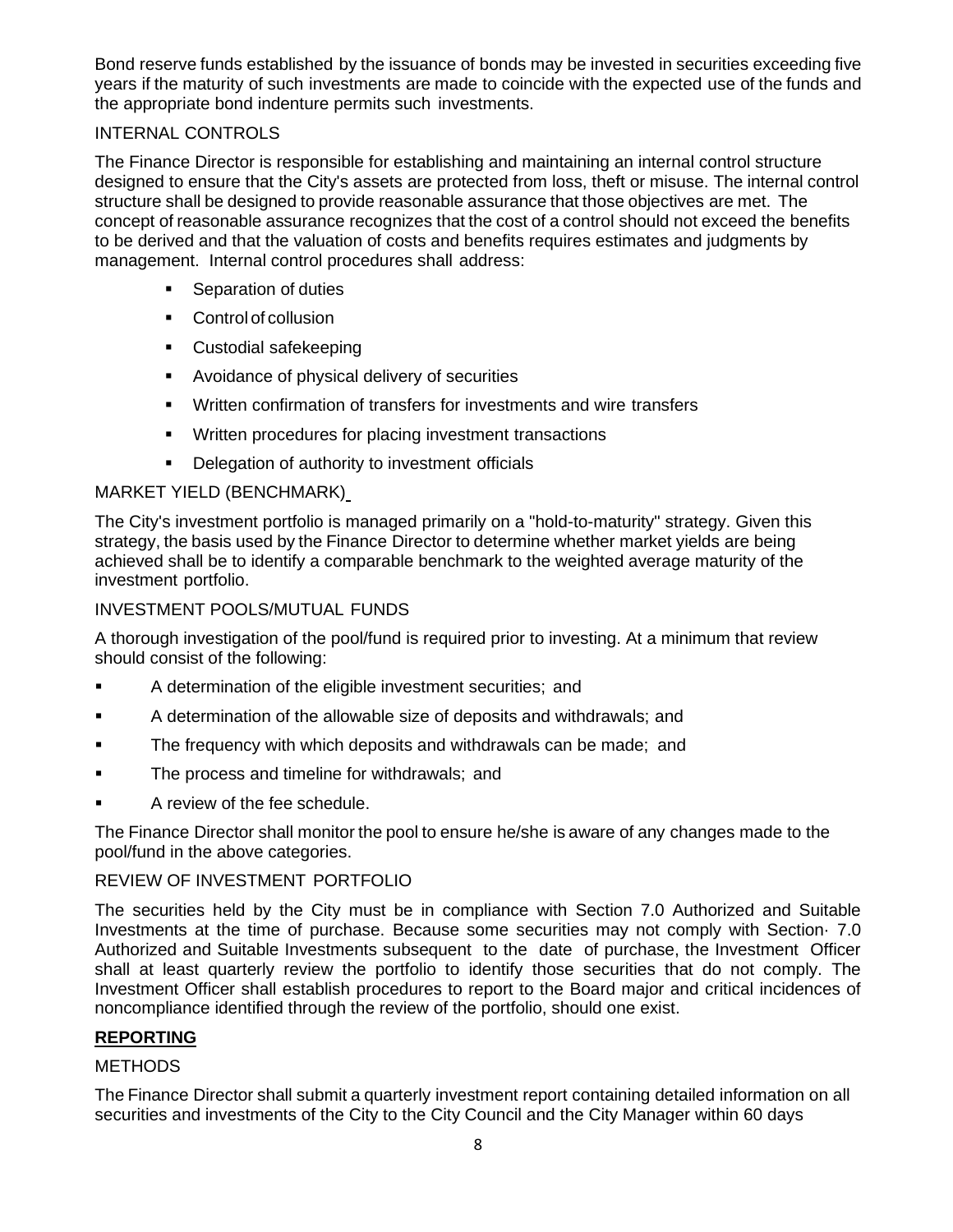Bond reserve funds established by the issuance of bonds may be invested in securities exceeding five years if the maturity of such investments are made to coincide with the expected use of the funds and the appropriate bond indenture permits such investments.

### INTERNAL CONTROLS

The Finance Director is responsible for establishing and maintaining an internal control structure designed to ensure that the City's assets are protected from loss, theft or misuse. The internal control structure shall be designed to provide reasonable assurance that those objectives are met. The concept of reasonable assurance recognizes that the cost of a control should not exceed the benefits to be derived and that the valuation of costs and benefits requires estimates and judgments by management. Internal control procedures shall address:

- Separation of duties
- Control of collusion
- Custodial safekeeping
- Avoidance of physical delivery of securities
- Written confirmation of transfers for investments and wire transfers
- Written procedures for placing investment transactions
- Delegation of authority to investment officials

### MARKET YIELD (BENCHMARK)

The City's investment portfolio is managed primarily on a "hold-to-maturity" strategy. Given this strategy, the basis used by the Finance Director to determine whether market yields are being achieved shall be to identify a comparable benchmark to the weighted average maturity of the investment portfolio.

### INVESTMENT POOLS/MUTUAL FUNDS

A thorough investigation of the pool/fund is required prior to investing. At a minimum that review should consist of the following:

- A determination of the eligible investment securities; and
- A determination of the allowable size of deposits and withdrawals; and
- The frequency with which deposits and withdrawals can be made; and
- The process and timeline for withdrawals; and
- A review of the fee schedule.

The Finance Director shall monitor the pool to ensure he/she is aware of any changes made to the pool/fund in the above categories.

### REVIEW OF INVESTMENT PORTFOLIO

The securities held by the City must be in compliance with Section 7.0 Authorized and Suitable Investments at the time of purchase. Because some securities may not comply with Section· 7.0 Authorized and Suitable Investments subsequent to the date of purchase, the Investment Officer shall at least quarterly review the portfolio to identify those securities that do not comply. The Investment Officer shall establish procedures to report to the Board major and critical incidences of noncompliance identified through the review of the portfolio, should one exist.

## **REPORTING**

### METHODS

The Finance Director shall submit a quarterly investment report containing detailed information on all securities and investments of the City to the City Council and the City Manager within 60 days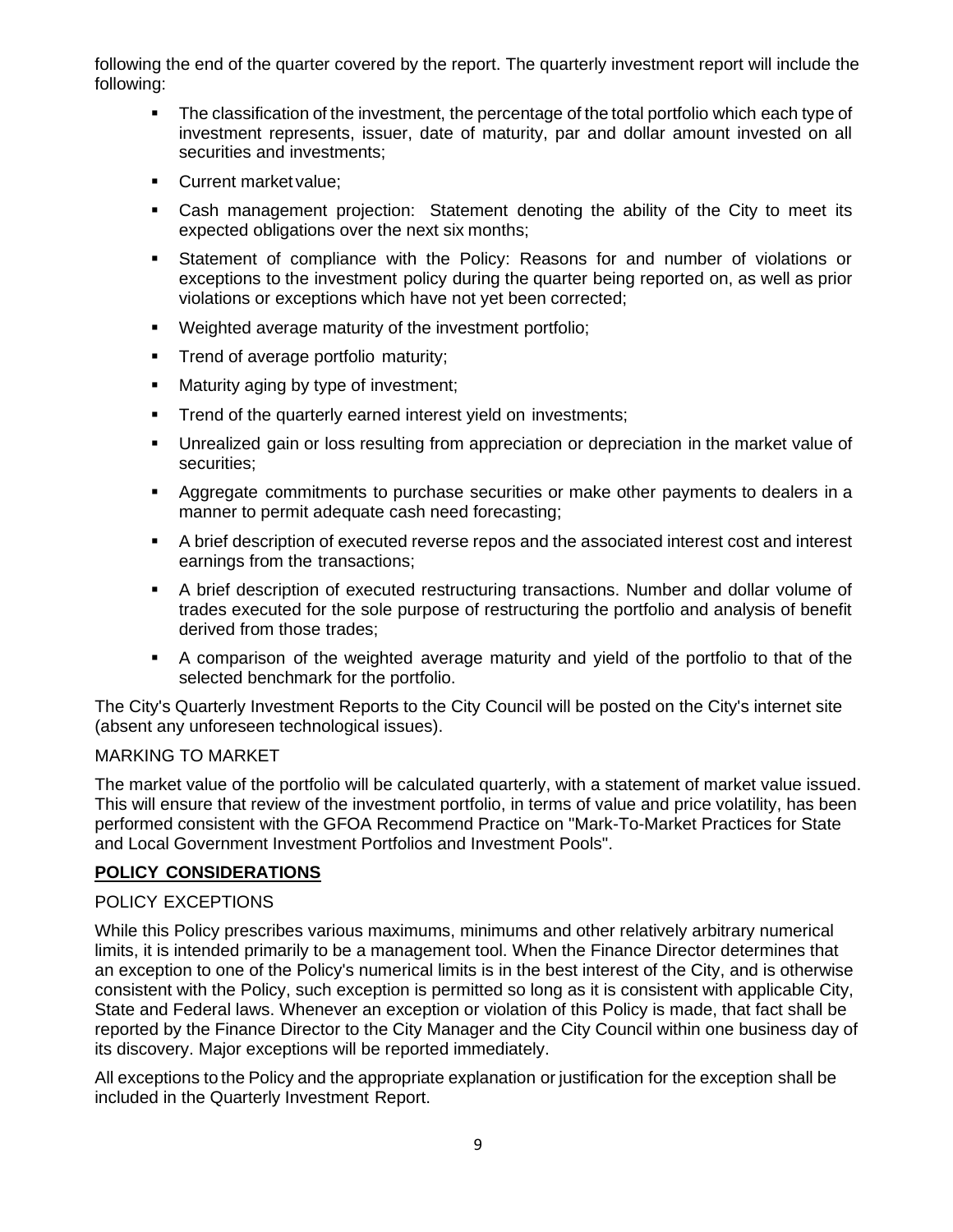following the end of the quarter covered by the report. The quarterly investment report will include the following:

- The classification of the investment, the percentage of the total portfolio which each type of investment represents, issuer, date of maturity, par and dollar amount invested on all securities and investments;
- Current market value;
- Cash management projection: Statement denoting the ability of the City to meet its expected obligations over the next six months;
- Statement of compliance with the Policy: Reasons for and number of violations or exceptions to the investment policy during the quarter being reported on, as well as prior violations or exceptions which have not yet been corrected;
- Weighted average maturity of the investment portfolio;
- Trend of average portfolio maturity;
- Maturity aging by type of investment;
- Trend of the quarterly earned interest yield on investments;
- Unrealized gain or loss resulting from appreciation or depreciation in the market value of securities;
- Aggregate commitments to purchase securities or make other payments to dealers in a manner to permit adequate cash need forecasting;
- A brief description of executed reverse repos and the associated interest cost and interest earnings from the transactions;
- A brief description of executed restructuring transactions. Number and dollar volume of trades executed for the sole purpose of restructuring the portfolio and analysis of benefit derived from those trades;
- A comparison of the weighted average maturity and yield of the portfolio to that of the selected benchmark for the portfolio.

The City's Quarterly Investment Reports to the City Council will be posted on the City's internet site (absent any unforeseen technological issues).

### MARKING TO MARKET

The market value of the portfolio will be calculated quarterly, with a statement of market value issued. This will ensure that review of the investment portfolio, in terms of value and price volatility, has been performed consistent with the GFOA Recommend Practice on "Mark-To-Market Practices for State and Local Government Investment Portfolios and Investment Pools".

## **POLICY CONSIDERATIONS**

### POLICY EXCEPTIONS

While this Policy prescribes various maximums, minimums and other relatively arbitrary numerical limits, it is intended primarily to be a management tool. When the Finance Director determines that an exception to one of the Policy's numerical limits is in the best interest of the City, and is otherwise consistent with the Policy, such exception is permitted so long as it is consistent with applicable City, State and Federal laws. Whenever an exception or violation of this Policy is made, that fact shall be reported by the Finance Director to the City Manager and the City Council within one business day of its discovery. Major exceptions will be reported immediately.

All exceptions to the Policy and the appropriate explanation or justification for the exception shall be included in the Quarterly Investment Report.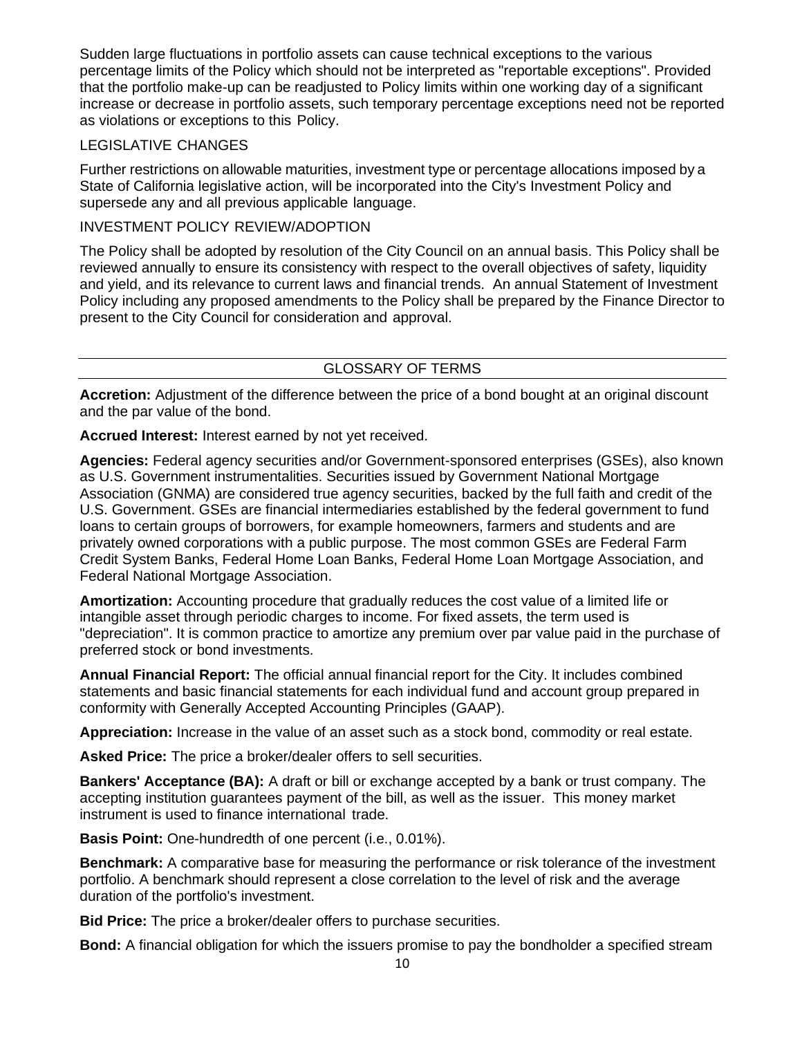Sudden large fluctuations in portfolio assets can cause technical exceptions to the various percentage limits of the Policy which should not be interpreted as "reportable exceptions". Provided that the portfolio make-up can be readjusted to Policy limits within one working day of a significant increase or decrease in portfolio assets, such temporary percentage exceptions need not be reported as violations or exceptions to this Policy.

## LEGISLATIVE CHANGES

Further restrictions on allowable maturities, investment type or percentage allocations imposed by a State of California legislative action, will be incorporated into the City's Investment Policy and supersede any and all previous applicable language.

## INVESTMENT POLICY REVIEW/ADOPTION

The Policy shall be adopted by resolution of the City Council on an annual basis. This Policy shall be reviewed annually to ensure its consistency with respect to the overall objectives of safety, liquidity and yield, and its relevance to current laws and financial trends. An annual Statement of Investment Policy including any proposed amendments to the Policy shall be prepared by the Finance Director to present to the City Council for consideration and approval.

## GLOSSARY OF TERMS

**Accretion:** Adjustment of the difference between the price of a bond bought at an original discount and the par value of the bond.

**Accrued Interest:** Interest earned by not yet received.

**Agencies:** Federal agency securities and/or Government-sponsored enterprises (GSEs), also known as U.S. Government instrumentalities. Securities issued by Government National Mortgage Association (GNMA) are considered true agency securities, backed by the full faith and credit of the U.S. Government. GSEs are financial intermediaries established by the federal government to fund loans to certain groups of borrowers, for example homeowners, farmers and students and are privately owned corporations with a public purpose. The most common GSEs are Federal Farm Credit System Banks, Federal Home Loan Banks, Federal Home Loan Mortgage Association, and Federal National Mortgage Association.

**Amortization:** Accounting procedure that gradually reduces the cost value of a limited life or intangible asset through periodic charges to income. For fixed assets, the term used is "depreciation". It is common practice to amortize any premium over par value paid in the purchase of preferred stock or bond investments.

**Annual Financial Report:** The official annual financial report for the City. It includes combined statements and basic financial statements for each individual fund and account group prepared in conformity with Generally Accepted Accounting Principles (GAAP).

**Appreciation:** Increase in the value of an asset such as a stock bond, commodity or real estate.

**Asked Price:** The price a broker/dealer offers to sell securities.

**Bankers' Acceptance (BA):** A draft or bill or exchange accepted by a bank or trust company. The accepting institution guarantees payment of the bill, as well as the issuer. This money market instrument is used to finance international trade.

**Basis Point:** One-hundredth of one percent (i.e., 0.01%).

**Benchmark:** A comparative base for measuring the performance or risk tolerance of the investment portfolio. A benchmark should represent a close correlation to the level of risk and the average duration of the portfolio's investment.

**Bid Price:** The price a broker/dealer offers to purchase securities.

**Bond:** A financial obligation for which the issuers promise to pay the bondholder a specified stream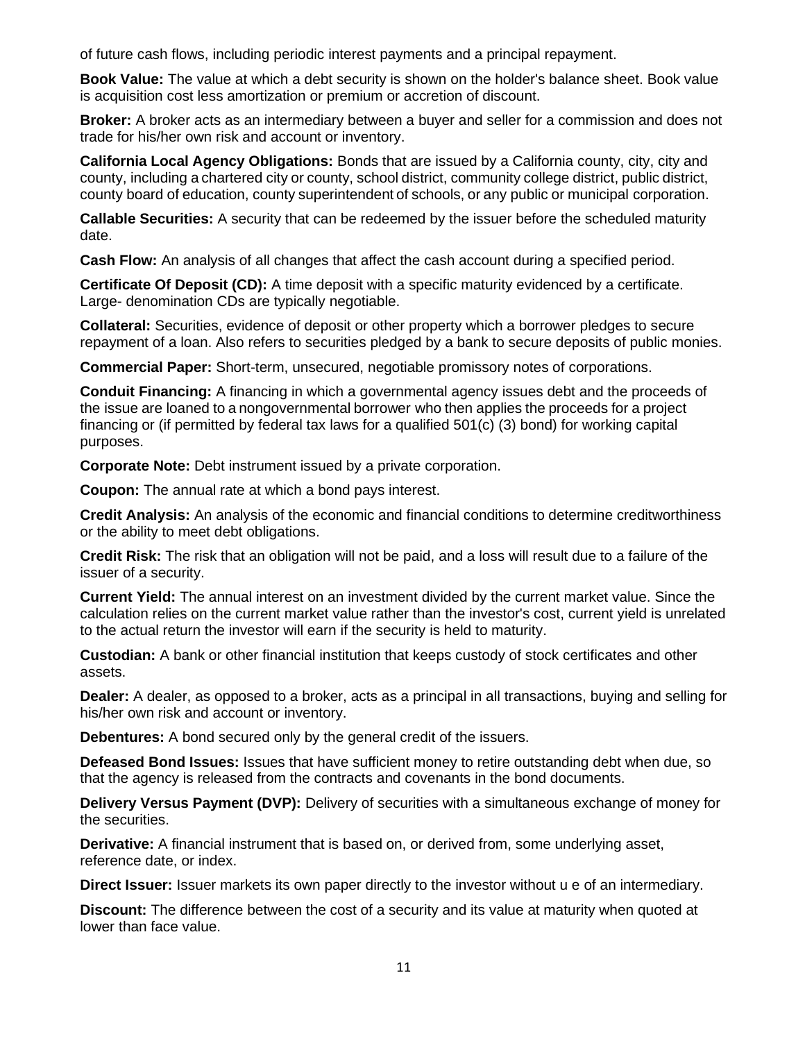of future cash flows, including periodic interest payments and a principal repayment.

**Book Value:** The value at which a debt security is shown on the holder's balance sheet. Book value is acquisition cost less amortization or premium or accretion of discount.

**Broker:** A broker acts as an intermediary between a buyer and seller for a commission and does not trade for his/her own risk and account or inventory.

**California Local Agency Obligations:** Bonds that are issued by a California county, city, city and county, including a chartered city or county, school district, community college district, public district, county board of education, county superintendent of schools, or any public or municipal corporation.

**Callable Securities:** A security that can be redeemed by the issuer before the scheduled maturity date.

**Cash Flow:** An analysis of all changes that affect the cash account during a specified period.

**Certificate Of Deposit (CD):** A time deposit with a specific maturity evidenced by a certificate. Large- denomination CDs are typically negotiable.

**Collateral:** Securities, evidence of deposit or other property which a borrower pledges to secure repayment of a loan. Also refers to securities pledged by a bank to secure deposits of public monies.

**Commercial Paper:** Short-term, unsecured, negotiable promissory notes of corporations.

**Conduit Financing:** A financing in which a governmental agency issues debt and the proceeds of the issue are loaned to a nongovernmental borrower who then applies the proceeds for a project financing or (if permitted by federal tax laws for a qualified 501(c) (3) bond) for working capital purposes.

**Corporate Note:** Debt instrument issued by a private corporation.

**Coupon:** The annual rate at which a bond pays interest.

**Credit Analysis:** An analysis of the economic and financial conditions to determine creditworthiness or the ability to meet debt obligations.

**Credit Risk:** The risk that an obligation will not be paid, and a loss will result due to a failure of the issuer of a security.

**Current Yield:** The annual interest on an investment divided by the current market value. Since the calculation relies on the current market value rather than the investor's cost, current yield is unrelated to the actual return the investor will earn if the security is held to maturity.

**Custodian:** A bank or other financial institution that keeps custody of stock certificates and other assets.

**Dealer:** A dealer, as opposed to a broker, acts as a principal in all transactions, buying and selling for his/her own risk and account or inventory.

**Debentures:** A bond secured only by the general credit of the issuers.

**Defeased Bond Issues:** Issues that have sufficient money to retire outstanding debt when due, so that the agency is released from the contracts and covenants in the bond documents.

**Delivery Versus Payment (DVP):** Delivery of securities with a simultaneous exchange of money for the securities.

**Derivative:** A financial instrument that is based on, or derived from, some underlying asset, reference date, or index.

**Direct Issuer:** Issuer markets its own paper directly to the investor without u e of an intermediary.

**Discount:** The difference between the cost of a security and its value at maturity when quoted at lower than face value.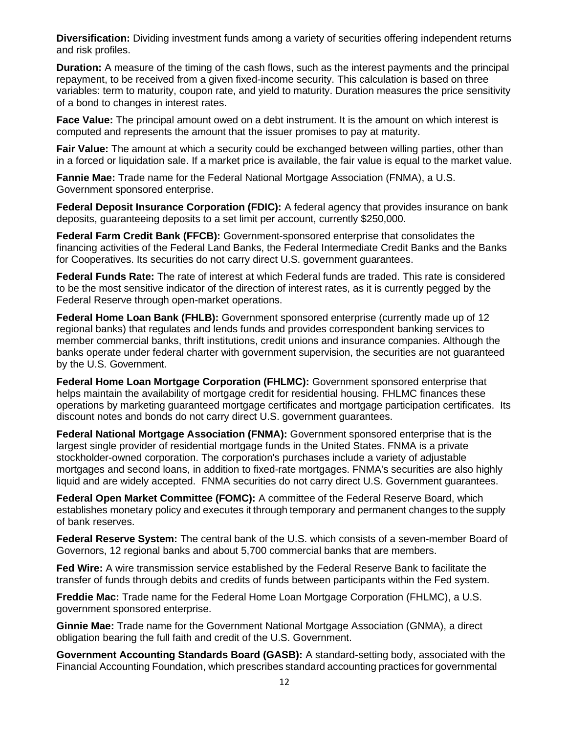**Diversification:** Dividing investment funds among a variety of securities offering independent returns and risk profiles.

**Duration:** A measure of the timing of the cash flows, such as the interest payments and the principal repayment, to be received from a given fixed-income security. This calculation is based on three variables: term to maturity, coupon rate, and yield to maturity. Duration measures the price sensitivity of a bond to changes in interest rates.

**Face Value:** The principal amount owed on a debt instrument. It is the amount on which interest is computed and represents the amount that the issuer promises to pay at maturity.

**Fair Value:** The amount at which a security could be exchanged between willing parties, other than in a forced or liquidation sale. If a market price is available, the fair value is equal to the market value.

**Fannie Mae:** Trade name for the Federal National Mortgage Association (FNMA), a U.S. Government sponsored enterprise.

**Federal Deposit Insurance Corporation (FDIC):** A federal agency that provides insurance on bank deposits, guaranteeing deposits to a set limit per account, currently $250,000.

**Federal Farm Credit Bank (FFCB):** Government-sponsored enterprise that consolidates the financing activities of the Federal Land Banks, the Federal Intermediate Credit Banks and the Banks for Cooperatives. Its securities do not carry direct U.S. government guarantees.

**Federal Funds Rate:** The rate of interest at which Federal funds are traded. This rate is considered to be the most sensitive indicator of the direction of interest rates, as it is currently pegged by the Federal Reserve through open-market operations.

**Federal Home Loan Bank (FHLB):** Government sponsored enterprise (currently made up of 12 regional banks) that regulates and lends funds and provides correspondent banking services to member commercial banks, thrift institutions, credit unions and insurance companies. Although the banks operate under federal charter with government supervision, the securities are not guaranteed by the U.S. Government.

**Federal Home Loan Mortgage Corporation (FHLMC):** Government sponsored enterprise that helps maintain the availability of mortgage credit for residential housing. FHLMC finances these operations by marketing guaranteed mortgage certificates and mortgage participation certificates. Its discount notes and bonds do not carry direct U.S. government guarantees.

**Federal National Mortgage Association (FNMA):** Government sponsored enterprise that is the largest single provider of residential mortgage funds in the United States. FNMA is a private stockholder-owned corporation. The corporation's purchases include a variety of adjustable mortgages and second loans, in addition to fixed-rate mortgages. FNMA's securities are also highly liquid and are widely accepted. FNMA securities do not carry direct U.S. Government guarantees.

**Federal Open Market Committee (FOMC):** A committee of the Federal Reserve Board, which establishes monetary policy and executes it through temporary and permanent changes to the supply of bank reserves.

**Federal Reserve System:** The central bank of the U.S. which consists of a seven-member Board of Governors, 12 regional banks and about 5,700 commercial banks that are members.

**Fed Wire:** A wire transmission service established by the Federal Reserve Bank to facilitate the transfer of funds through debits and credits of funds between participants within the Fed system.

**Freddie Mac:** Trade name for the Federal Home Loan Mortgage Corporation (FHLMC), a U.S. government sponsored enterprise.

**Ginnie Mae:** Trade name for the Government National Mortgage Association (GNMA), a direct obligation bearing the full faith and credit of the U.S. Government.

**Government Accounting Standards Board (GASB):** A standard-setting body, associated with the Financial Accounting Foundation, which prescribes standard accounting practices for governmental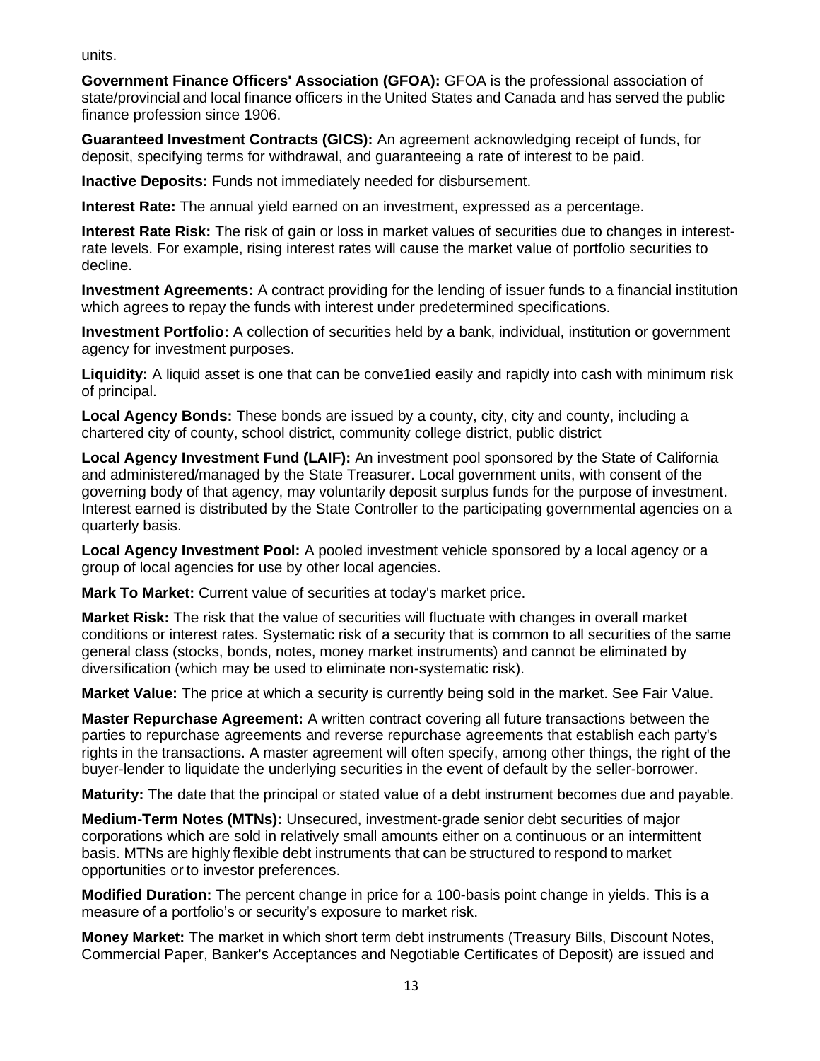units.

**Government Finance Officers' Association (GFOA):** GFOA is the professional association of state/provincial and local finance officers in the United States and Canada and has served the public finance profession since 1906.

**Guaranteed Investment Contracts (GICS):** An agreement acknowledging receipt of funds, for deposit, specifying terms for withdrawal, and guaranteeing a rate of interest to be paid.

**Inactive Deposits:** Funds not immediately needed for disbursement.

**Interest Rate:** The annual yield earned on an investment, expressed as a percentage.

**Interest Rate Risk:** The risk of gain or loss in market values of securities due to changes in interest-rate levels. For example, rising interest rates will cause the market value of portfolio securities to decline.

**Investment Agreements:** A contract providing for the lending of issuer funds to a financial institution which agrees to repay the funds with interest under predetermined specifications.

**Investment Portfolio:** A collection of securities held by a bank, individual, institution or government agency for investment purposes.

**Liquidity:** A liquid asset is one that can be conve1ied easily and rapidly into cash with minimum risk of principal.

**Local Agency Bonds:** These bonds are issued by a county, city, city and county, including a chartered city of county, school district, community college district, public district

**Local Agency Investment Fund (LAIF):** An investment pool sponsored by the State of California and administered/managed by the State Treasurer. Local government units, with consent of the governing body of that agency, may voluntarily deposit surplus funds for the purpose of investment. Interest earned is distributed by the State Controller to the participating governmental agencies on a quarterly basis.

**Local Agency Investment Pool:** A pooled investment vehicle sponsored by a local agency or a group of local agencies for use by other local agencies.

**Mark To Market:** Current value of securities at today's market price.

**Market Risk:** The risk that the value of securities will fluctuate with changes in overall market conditions or interest rates. Systematic risk of a security that is common to all securities of the same general class (stocks, bonds, notes, money market instruments) and cannot be eliminated by diversification (which may be used to eliminate non-systematic risk).

**Market Value:** The price at which a security is currently being sold in the market. See Fair Value.

**Master Repurchase Agreement:** A written contract covering all future transactions between the parties to repurchase agreements and reverse repurchase agreements that establish each party's rights in the transactions. A master agreement will often specify, among other things, the right of the buyer-lender to liquidate the underlying securities in the event of default by the seller-borrower.

**Maturity:** The date that the principal or stated value of a debt instrument becomes due and payable.

**Medium-Term Notes (MTNs):** Unsecured, investment-grade senior debt securities of major corporations which are sold in relatively small amounts either on a continuous or an intermittent basis. MTNs are highly flexible debt instruments that can be structured to respond to market opportunities or to investor preferences.

**Modified Duration:** The percent change in price for a 100-basis point change in yields. This is a measure of a portfolio's or security's exposure to market risk.

**Money Market:** The market in which short term debt instruments (Treasury Bills, Discount Notes, Commercial Paper, Banker's Acceptances and Negotiable Certificates of Deposit) are issued and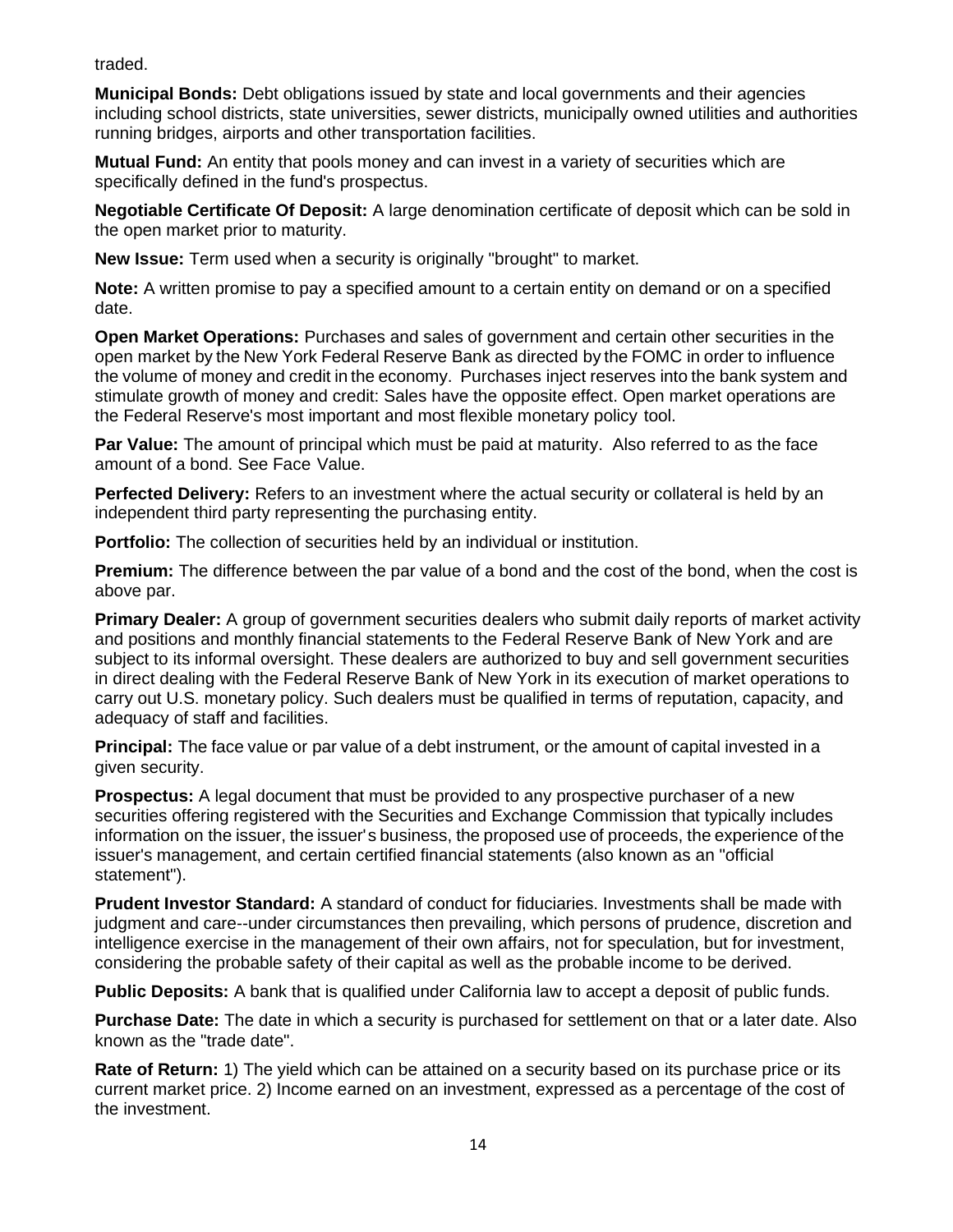traded.

**Municipal Bonds:** Debt obligations issued by state and local governments and their agencies including school districts, state universities, sewer districts, municipally owned utilities and authorities running bridges, airports and other transportation facilities.

**Mutual Fund:** An entity that pools money and can invest in a variety of securities which are specifically defined in the fund's prospectus.

**Negotiable Certificate Of Deposit:** A large denomination certificate of deposit which can be sold in the open market prior to maturity.

**New Issue:** Term used when a security is originally "brought" to market.

**Note:** A written promise to pay a specified amount to a certain entity on demand or on a specified date.

**Open Market Operations:** Purchases and sales of government and certain other securities in the open market by the New York Federal Reserve Bank as directed by the FOMC in order to influence the volume of money and credit in the economy. Purchases inject reserves into the bank system and stimulate growth of money and credit: Sales have the opposite effect. Open market operations are the Federal Reserve's most important and most flexible monetary policy tool.

**Par Value:** The amount of principal which must be paid at maturity. Also referred to as the face amount of a bond. See Face Value.

**Perfected Delivery:** Refers to an investment where the actual security or collateral is held by an independent third party representing the purchasing entity.

**Portfolio:** The collection of securities held by an individual or institution.

**Premium:** The difference between the par value of a bond and the cost of the bond, when the cost is above par.

**Primary Dealer:** A group of government securities dealers who submit daily reports of market activity and positions and monthly financial statements to the Federal Reserve Bank of New York and are subject to its informal oversight. These dealers are authorized to buy and sell government securities in direct dealing with the Federal Reserve Bank of New York in its execution of market operations to carry out U.S. monetary policy. Such dealers must be qualified in terms of reputation, capacity, and adequacy of staff and facilities.

**Principal:** The face value or par value of a debt instrument, or the amount of capital invested in a given security.

**Prospectus:** A legal document that must be provided to any prospective purchaser of a new securities offering registered with the Securities and Exchange Commission that typically includes information on the issuer, the issuer's business, the proposed use of proceeds, the experience of the issuer's management, and certain certified financial statements (also known as an "official statement").

**Prudent Investor Standard:** A standard of conduct for fiduciaries. Investments shall be made with judgment and care--under circumstances then prevailing, which persons of prudence, discretion and intelligence exercise in the management of their own affairs, not for speculation, but for investment, considering the probable safety of their capital as well as the probable income to be derived.

**Public Deposits:** A bank that is qualified under California law to accept a deposit of public funds.

**Purchase Date:** The date in which a security is purchased for settlement on that or a later date. Also known as the "trade date".

**Rate of Return:** 1) The yield which can be attained on a security based on its purchase price or its current market price. 2) Income earned on an investment, expressed as a percentage of the cost of the investment.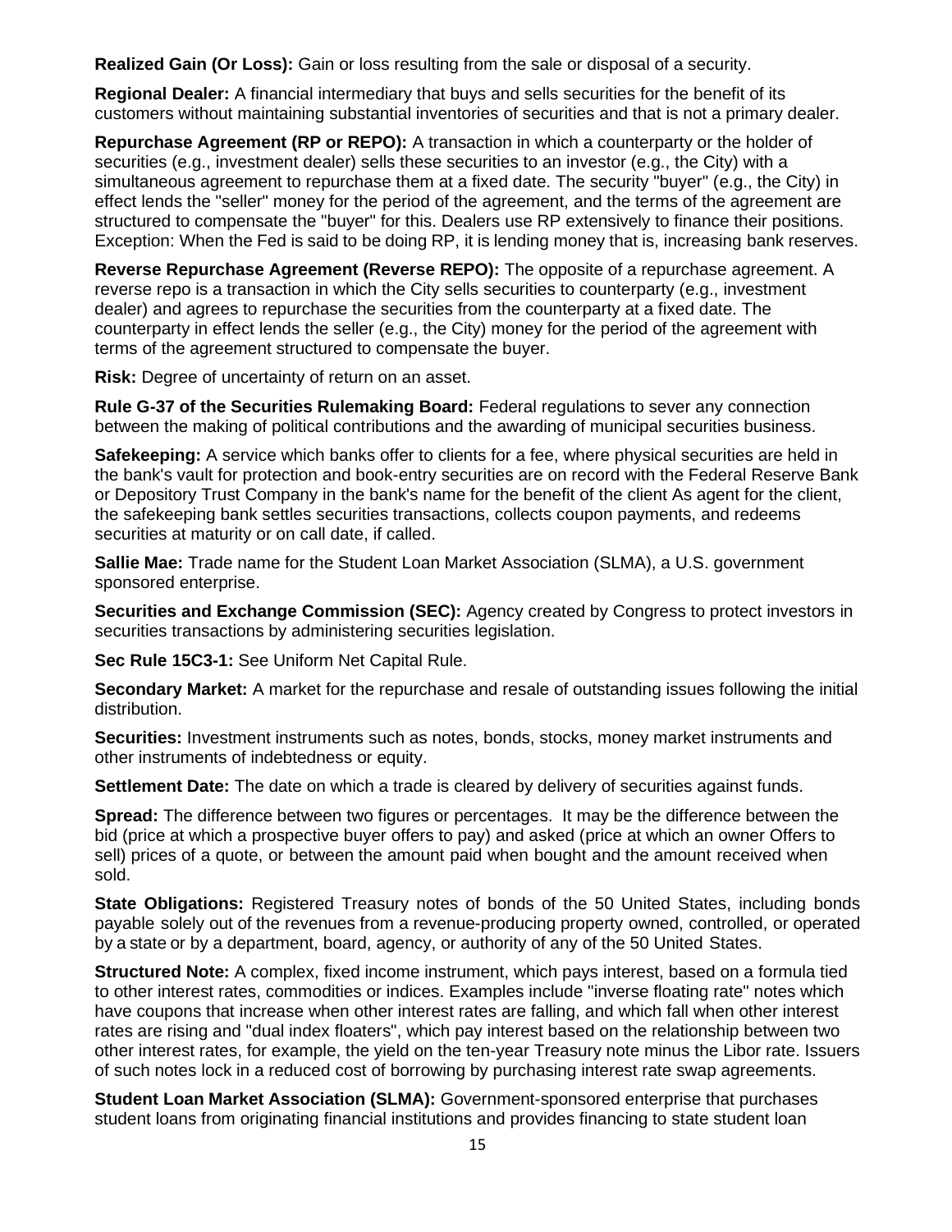**Realized Gain (Or Loss):** Gain or loss resulting from the sale or disposal of a security.

**Regional Dealer:** A financial intermediary that buys and sells securities for the benefit of its customers without maintaining substantial inventories of securities and that is not a primary dealer.

**Repurchase Agreement (RP or REPO):** A transaction in which a counterparty or the holder of securities (e.g., investment dealer) sells these securities to an investor (e.g., the City) with a simultaneous agreement to repurchase them at a fixed date. The security "buyer" (e.g., the City) in effect lends the "seller" money for the period of the agreement, and the terms of the agreement are structured to compensate the "buyer" for this. Dealers use RP extensively to finance their positions. Exception: When the Fed is said to be doing RP, it is lending money that is, increasing bank reserves.

**Reverse Repurchase Agreement (Reverse REPO):** The opposite of a repurchase agreement. A reverse repo is a transaction in which the City sells securities to counterparty (e.g., investment dealer) and agrees to repurchase the securities from the counterparty at a fixed date. The counterparty in effect lends the seller (e.g., the City) money for the period of the agreement with terms of the agreement structured to compensate the buyer.

**Risk:** Degree of uncertainty of return on an asset.

**Rule G-37 of the Securities Rulemaking Board:** Federal regulations to sever any connection between the making of political contributions and the awarding of municipal securities business.

**Safekeeping:** A service which banks offer to clients for a fee, where physical securities are held in the bank's vault for protection and book-entry securities are on record with the Federal Reserve Bank or Depository Trust Company in the bank's name for the benefit of the client As agent for the client, the safekeeping bank settles securities transactions, collects coupon payments, and redeems securities at maturity or on call date, if called.

**Sallie Mae:** Trade name for the Student Loan Market Association (SLMA), a U.S. government sponsored enterprise.

**Securities and Exchange Commission (SEC):** Agency created by Congress to protect investors in securities transactions by administering securities legislation.

**Sec Rule 15C3-1:** See Uniform Net Capital Rule.

**Secondary Market:** A market for the repurchase and resale of outstanding issues following the initial distribution.

**Securities:** Investment instruments such as notes, bonds, stocks, money market instruments and other instruments of indebtedness or equity.

**Settlement Date:** The date on which a trade is cleared by delivery of securities against funds.

**Spread:** The difference between two figures or percentages. It may be the difference between the bid (price at which a prospective buyer offers to pay) and asked (price at which an owner Offers to sell) prices of a quote, or between the amount paid when bought and the amount received when sold.

**State Obligations:** Registered Treasury notes of bonds of the 50 United States, including bonds payable solely out of the revenues from a revenue-producing property owned, controlled, or operated by a state or by a department, board, agency, or authority of any of the 50 United States.

**Structured Note:** A complex, fixed income instrument, which pays interest, based on a formula tied to other interest rates, commodities or indices. Examples include "inverse floating rate" notes which have coupons that increase when other interest rates are falling, and which fall when other interest rates are rising and "dual index floaters", which pay interest based on the relationship between two other interest rates, for example, the yield on the ten-year Treasury note minus the Libor rate. Issuers of such notes lock in a reduced cost of borrowing by purchasing interest rate swap agreements.

**Student Loan Market Association (SLMA):** Government-sponsored enterprise that purchases student loans from originating financial institutions and provides financing to state student loan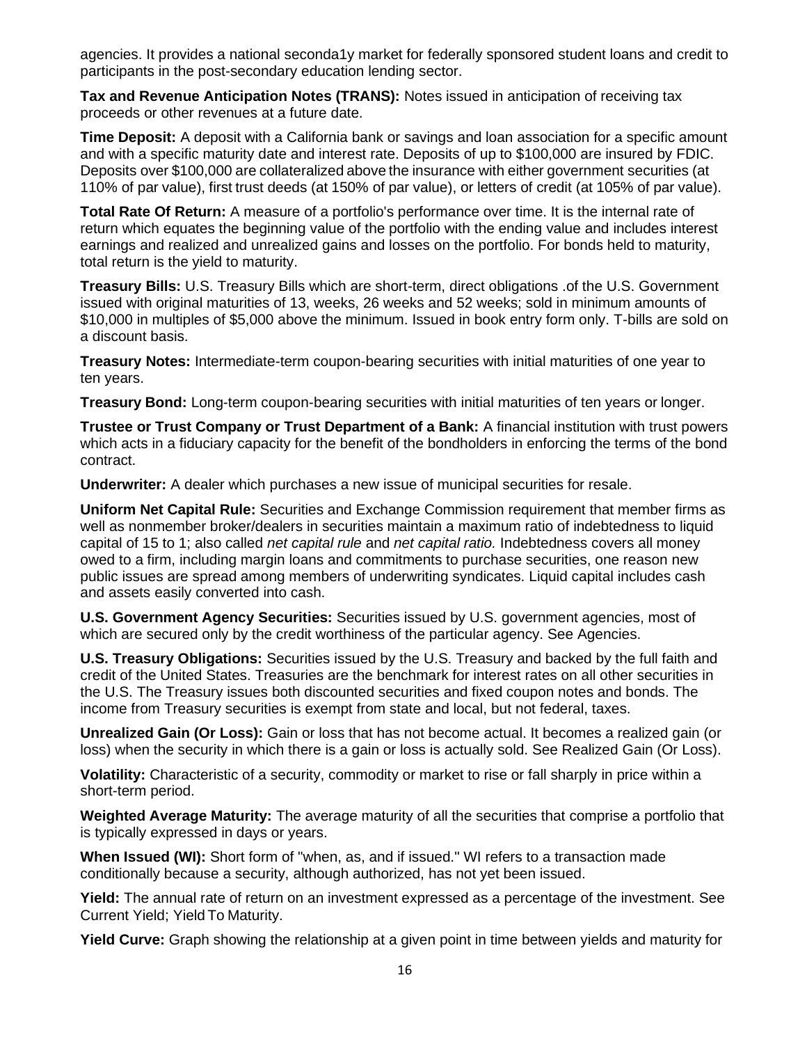agencies. It provides a national seconda1y market for federally sponsored student loans and credit to participants in the post-secondary education lending sector.

**Tax and Revenue Anticipation Notes (TRANS):** Notes issued in anticipation of receiving tax proceeds or other revenues at a future date.

**Time Deposit:** A deposit with a California bank or savings and loan association for a specific amount and with a specific maturity date and interest rate. Deposits of up to $100,000 are insured by FDIC. Deposits over $100,000 are collateralized above the insurance with either government securities (at 110% of par value), first trust deeds (at 150% of par value), or letters of credit (at 105% of par value).

**Total Rate Of Return:** A measure of a portfolio's performance over time. It is the internal rate of return which equates the beginning value of the portfolio with the ending value and includes interest earnings and realized and unrealized gains and losses on the portfolio. For bonds held to maturity, total return is the yield to maturity.

**Treasury Bills:** U.S. Treasury Bills which are short-term, direct obligations .of the U.S. Government issued with original maturities of 13, weeks, 26 weeks and 52 weeks; sold in minimum amounts of $10,000 in multiples of $5,000 above the minimum. Issued in book entry form only. T-bills are sold on a discount basis.

**Treasury Notes:** Intermediate-term coupon-bearing securities with initial maturities of one year to ten years.

**Treasury Bond:** Long-term coupon-bearing securities with initial maturities of ten years or longer.

**Trustee or Trust Company or Trust Department of a Bank:** A financial institution with trust powers which acts in a fiduciary capacity for the benefit of the bondholders in enforcing the terms of the bond contract.

**Underwriter:** A dealer which purchases a new issue of municipal securities for resale.

**Uniform Net Capital Rule:** Securities and Exchange Commission requirement that member firms as well as nonmember broker/dealers in securities maintain a maximum ratio of indebtedness to liquid capital of 15 to 1; also called *net capital rule* and *net capital ratio.* Indebtedness covers all money owed to a firm, including margin loans and commitments to purchase securities, one reason new public issues are spread among members of underwriting syndicates. Liquid capital includes cash and assets easily converted into cash.

**U.S. Government Agency Securities:** Securities issued by U.S. government agencies, most of which are secured only by the credit worthiness of the particular agency. See Agencies.

**U.S. Treasury Obligations:** Securities issued by the U.S. Treasury and backed by the full faith and credit of the United States. Treasuries are the benchmark for interest rates on all other securities in the U.S. The Treasury issues both discounted securities and fixed coupon notes and bonds. The income from Treasury securities is exempt from state and local, but not federal, taxes.

**Unrealized Gain (Or Loss):** Gain or loss that has not become actual. It becomes a realized gain (or loss) when the security in which there is a gain or loss is actually sold. See Realized Gain (Or Loss).

**Volatility:** Characteristic of a security, commodity or market to rise or fall sharply in price within a short-term period.

**Weighted Average Maturity:** The average maturity of all the securities that comprise a portfolio that is typically expressed in days or years.

**When Issued (WI):** Short form of "when, as, and if issued." WI refers to a transaction made conditionally because a security, although authorized, has not yet been issued.

**Yield:** The annual rate of return on an investment expressed as a percentage of the investment. See Current Yield; Yield To Maturity.

**Yield Curve:** Graph showing the relationship at a given point in time between yields and maturity for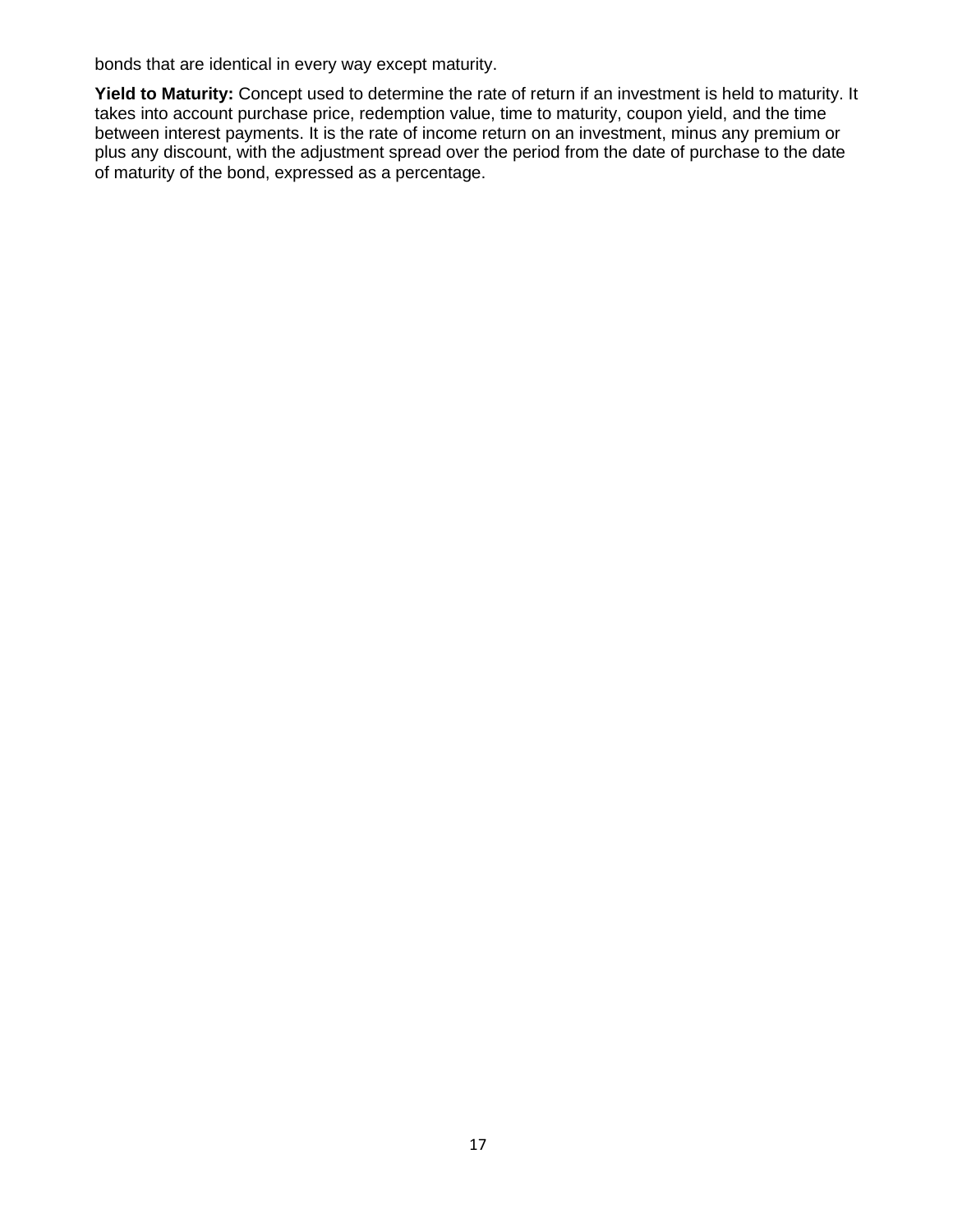bonds that are identical in every way except maturity.

**Yield to Maturity:** Concept used to determine the rate of return if an investment is held to maturity. It takes into account purchase price, redemption value, time to maturity, coupon yield, and the time between interest payments. It is the rate of income return on an investment, minus any premium or plus any discount, with the adjustment spread over the period from the date of purchase to the date of maturity of the bond, expressed as a percentage.